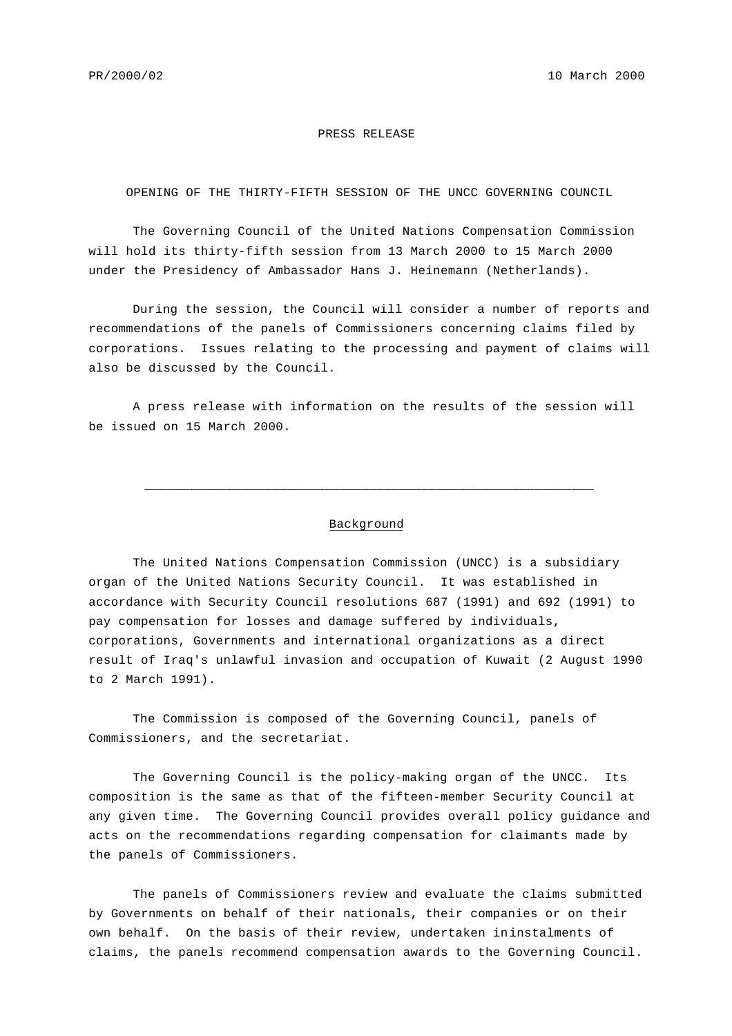PR/2000/02 10 March 2000

PRESS RELEASE

# OPENING OF THE THIRTY-FIFTH SESSION OF THE UNCC GOVERNING COUNCIL

The Governing Council of the United Nations Compensation Commission will hold its thirty-fifth session from 13 March 2000 to 15 March 2000 under the Presidency of Ambassador Hans J. Heinemann (Netherlands).

During the session, the Council will consider a number of reports and recommendations of the panels of Commissioners concerning claims filed by corporations. Issues relating to the processing and payment of claims will also be discussed by the Council.

A press release with information on the results of the session will be issued on 15 March 2000.

---

## Background

The United Nations Compensation Commission (UNCC) is a subsidiary organ of the United Nations Security Council. It was established in accordance with Security Council resolutions 687 (1991) and 692 (1991) to pay compensation for losses and damage suffered by individuals, corporations, Governments and international organizations as a direct result of Iraq's unlawful invasion and occupation of Kuwait (2 August 1990 to 2 March 1991).

The Commission is composed of the Governing Council, panels of Commissioners, and the secretariat.

The Governing Council is the policy-making organ of the UNCC. Its composition is the same as that of the fifteen-member Security Council at any given time. The Governing Council provides overall policy guidance and acts on the recommendations regarding compensation for claimants made by the panels of Commissioners.

The panels of Commissioners review and evaluate the claims submitted by Governments on behalf of their nationals, their companies or on their own behalf. On the basis of their review, undertaken in instalments of claims, the panels recommend compensation awards to the Governing Council.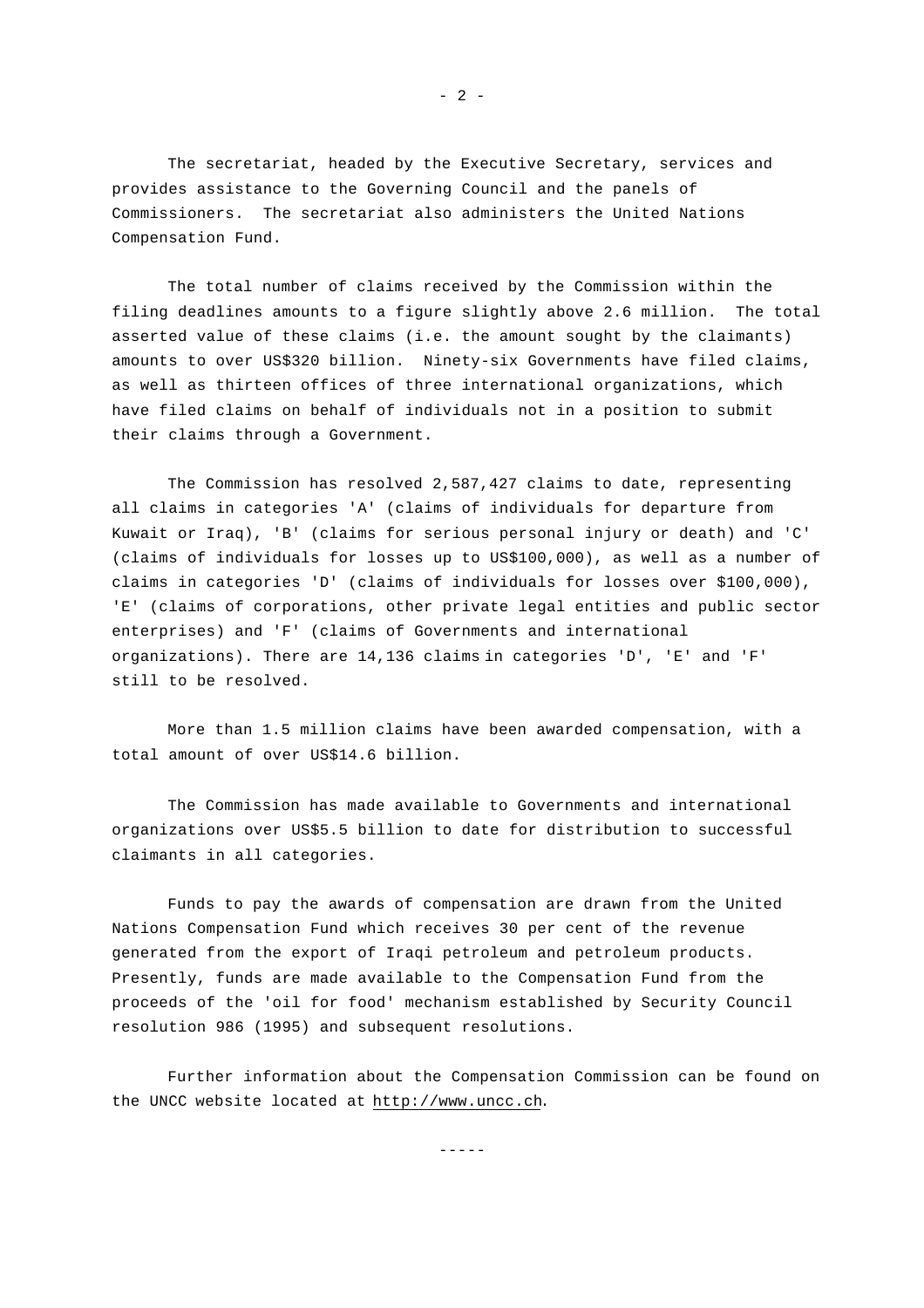The secretariat, headed by the Executive Secretary, services and provides assistance to the Governing Council and the panels of Commissioners. The secretariat also administers the United Nations Compensation Fund.

The total number of claims received by the Commission within the filing deadlines amounts to a figure slightly above 2.6 million. The total asserted value of these claims (i.e. the amount sought by the claimants) amounts to over US$320 billion. Ninety-six Governments have filed claims, as well as thirteen offices of three international organizations, which have filed claims on behalf of individuals not in a position to submit their claims through a Government.

The Commission has resolved 2,587,427 claims to date, representing all claims in categories 'A' (claims of individuals for departure from Kuwait or Iraq), 'B' (claims for serious personal injury or death) and 'C' (claims of individuals for losses up to US$100,000), as well as a number of claims in categories 'D' (claims of individuals for losses over $100,000), 'E' (claims of corporations, other private legal entities and public sector enterprises) and 'F' (claims of Governments and international organizations). There are 14,136 claims in categories 'D', 'E' and 'F' still to be resolved.

More than 1.5 million claims have been awarded compensation, with a total amount of over US$14.6 billion.

The Commission has made available to Governments and international organizations over US$5.5 billion to date for distribution to successful claimants in all categories.

Funds to pay the awards of compensation are drawn from the United Nations Compensation Fund which receives 30 per cent of the revenue generated from the export of Iraqi petroleum and petroleum products. Presently, funds are made available to the Compensation Fund from the proceeds of the 'oil for food' mechanism established by Security Council resolution 986 (1995) and subsequent resolutions.

Further information about the Compensation Commission can be found on the UNCC website located at http://www.uncc.ch.

-----